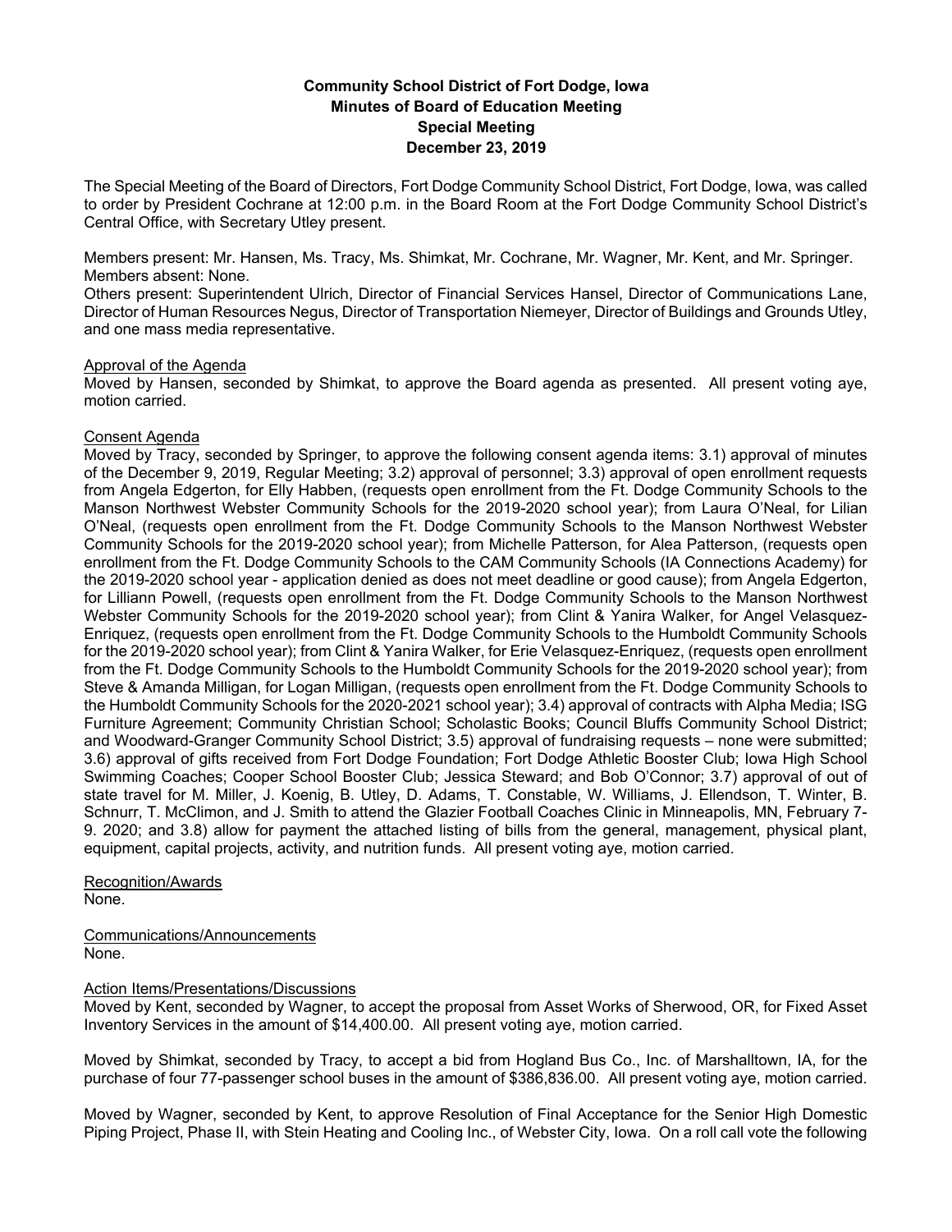**Community School District of Fort Dodge, Iowa**
**Minutes of Board of Education Meeting**
**Special Meeting**
**December 23, 2019**

The Special Meeting of the Board of Directors, Fort Dodge Community School District, Fort Dodge, Iowa, was called to order by President Cochrane at 12:00 p.m. in the Board Room at the Fort Dodge Community School District's Central Office, with Secretary Utley present.

Members present: Mr. Hansen, Ms. Tracy, Ms. Shimkat, Mr. Cochrane, Mr. Wagner, Mr. Kent, and Mr. Springer.
Members absent: None.
Others present: Superintendent Ulrich, Director of Financial Services Hansel, Director of Communications Lane, Director of Human Resources Negus, Director of Transportation Niemeyer, Director of Buildings and Grounds Utley, and one mass media representative.

Approval of the Agenda
Moved by Hansen, seconded by Shimkat, to approve the Board agenda as presented. All present voting aye, motion carried.

Consent Agenda
Moved by Tracy, seconded by Springer, to approve the following consent agenda items: 3.1) approval of minutes of the December 9, 2019, Regular Meeting; 3.2) approval of personnel; 3.3) approval of open enrollment requests from Angela Edgerton, for Elly Habben, (requests open enrollment from the Ft. Dodge Community Schools to the Manson Northwest Webster Community Schools for the 2019-2020 school year); from Laura O'Neal, for Lilian O'Neal, (requests open enrollment from the Ft. Dodge Community Schools to the Manson Northwest Webster Community Schools for the 2019-2020 school year); from Michelle Patterson, for Alea Patterson, (requests open enrollment from the Ft. Dodge Community Schools to the CAM Community Schools (IA Connections Academy) for the 2019-2020 school year - application denied as does not meet deadline or good cause); from Angela Edgerton, for Lilliann Powell, (requests open enrollment from the Ft. Dodge Community Schools to the Manson Northwest Webster Community Schools for the 2019-2020 school year); from Clint & Yanira Walker, for Angel Velasquez-Enriquez, (requests open enrollment from the Ft. Dodge Community Schools to the Humboldt Community Schools for the 2019-2020 school year); from Clint & Yanira Walker, for Erie Velasquez-Enriquez, (requests open enrollment from the Ft. Dodge Community Schools to the Humboldt Community Schools for the 2019-2020 school year); from Steve & Amanda Milligan, for Logan Milligan, (requests open enrollment from the Ft. Dodge Community Schools to the Humboldt Community Schools for the 2020-2021 school year); 3.4) approval of contracts with Alpha Media; ISG Furniture Agreement; Community Christian School; Scholastic Books; Council Bluffs Community School District; and Woodward-Granger Community School District; 3.5) approval of fundraising requests – none were submitted; 3.6) approval of gifts received from Fort Dodge Foundation; Fort Dodge Athletic Booster Club; Iowa High School Swimming Coaches; Cooper School Booster Club; Jessica Steward; and Bob O'Connor; 3.7) approval of out of state travel for M. Miller, J. Koenig, B. Utley, D. Adams, T. Constable, W. Williams, J. Ellendson, T. Winter, B. Schnurr, T. McClimon, and J. Smith to attend the Glazier Football Coaches Clinic in Minneapolis, MN, February 7-9. 2020; and 3.8) allow for payment the attached listing of bills from the general, management, physical plant, equipment, capital projects, activity, and nutrition funds. All present voting aye, motion carried.

Recognition/Awards
None.

Communications/Announcements
None.

Action Items/Presentations/Discussions
Moved by Kent, seconded by Wagner, to accept the proposal from Asset Works of Sherwood, OR, for Fixed Asset Inventory Services in the amount of $14,400.00. All present voting aye, motion carried.

Moved by Shimkat, seconded by Tracy, to accept a bid from Hogland Bus Co., Inc. of Marshalltown, IA, for the purchase of four 77-passenger school buses in the amount of $386,836.00. All present voting aye, motion carried.

Moved by Wagner, seconded by Kent, to approve Resolution of Final Acceptance for the Senior High Domestic Piping Project, Phase II, with Stein Heating and Cooling Inc., of Webster City, Iowa. On a roll call vote the following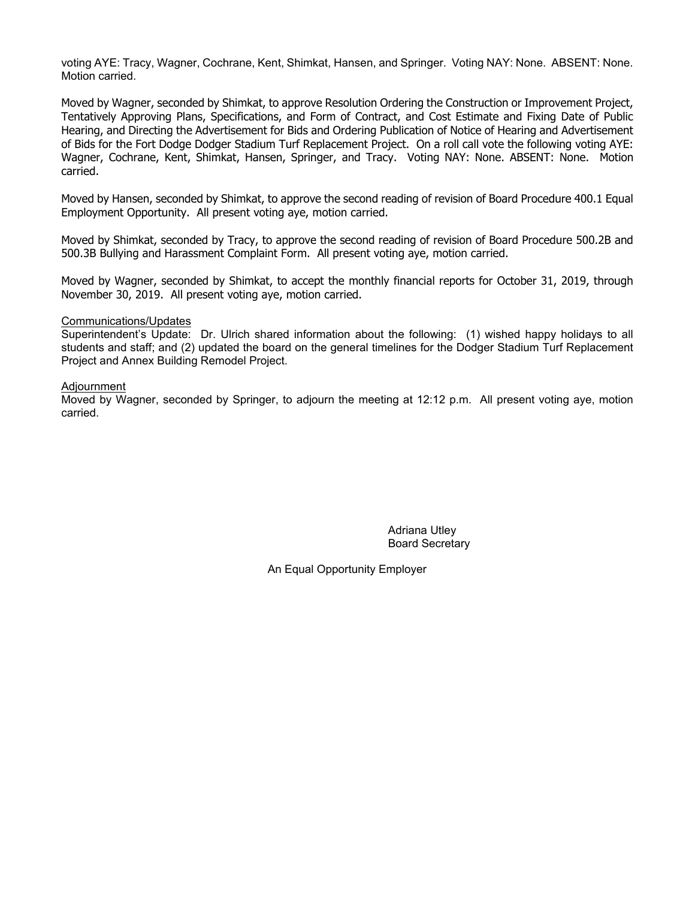voting AYE: Tracy, Wagner, Cochrane, Kent, Shimkat, Hansen, and Springer. Voting NAY: None. ABSENT: None. Motion carried.

Moved by Wagner, seconded by Shimkat, to approve Resolution Ordering the Construction or Improvement Project, Tentatively Approving Plans, Specifications, and Form of Contract, and Cost Estimate and Fixing Date of Public Hearing, and Directing the Advertisement for Bids and Ordering Publication of Notice of Hearing and Advertisement of Bids for the Fort Dodge Dodger Stadium Turf Replacement Project. On a roll call vote the following voting AYE: Wagner, Cochrane, Kent, Shimkat, Hansen, Springer, and Tracy. Voting NAY: None. ABSENT: None. Motion carried.

Moved by Hansen, seconded by Shimkat, to approve the second reading of revision of Board Procedure 400.1 Equal Employment Opportunity. All present voting aye, motion carried.

Moved by Shimkat, seconded by Tracy, to approve the second reading of revision of Board Procedure 500.2B and 500.3B Bullying and Harassment Complaint Form. All present voting aye, motion carried.

Moved by Wagner, seconded by Shimkat, to accept the monthly financial reports for October 31, 2019, through November 30, 2019. All present voting aye, motion carried.

Communications/Updates

Superintendent's Update: Dr. Ulrich shared information about the following: (1) wished happy holidays to all students and staff; and (2) updated the board on the general timelines for the Dodger Stadium Turf Replacement Project and Annex Building Remodel Project.

Adjournment

Moved by Wagner, seconded by Springer, to adjourn the meeting at 12:12 p.m. All present voting aye, motion carried.

Adriana Utley
Board Secretary

An Equal Opportunity Employer